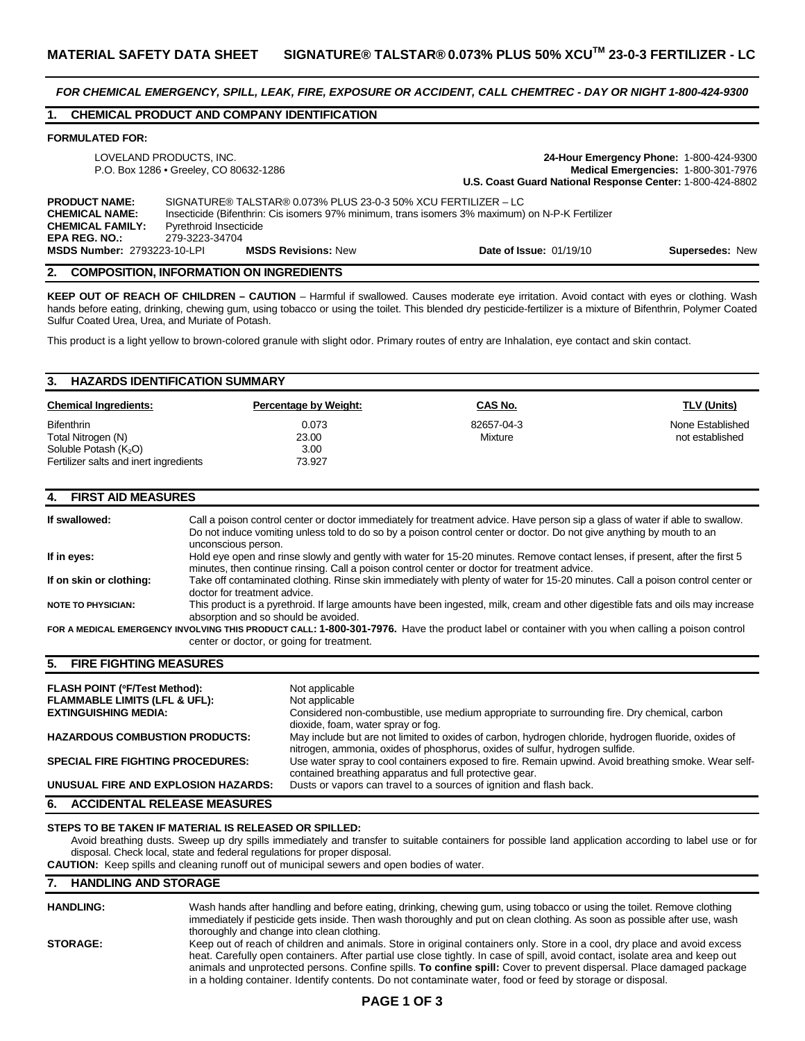# MATERIAL SAFETY DATA SHEET SIGNATURE® TALSTAR® 0.073% PLUS 50% XCU™ 23-0-3 FERTILIZER - LC

***FOR CHEMICAL EMERGENCY, SPILL, LEAK, FIRE, EXPOSURE OR ACCIDENT, CALL CHEMTREC - DAY OR NIGHT 1-800-424-9300***

## 1. CHEMICAL PRODUCT AND COMPANY IDENTIFICATION

**FORMULATED FOR:**

LOVELAND PRODUCTS, INC.
P.O. Box 1286 • Greeley, CO 80632-1286

**24-Hour Emergency Phone:** 1-800-424-9300
**Medical Emergencies:** 1-800-301-7976
**U.S. Coast Guard National Response Center:** 1-800-424-8802

**PRODUCT NAME:** SIGNATURE® TALSTAR® 0.073% PLUS 23-0-3 50% XCU FERTILIZER – LC
**CHEMICAL NAME:** Insecticide (Bifenthrin: Cis isomers 97% minimum, trans isomers 3% maximum) on N-P-K Fertilizer
**CHEMICAL FAMILY:** Pyrethroid Insecticide
**EPA REG. NO.:** 279-3223-34704
**MSDS Number:** 2793223-10-LPI **MSDS Revisions:** New **Date of Issue:** 01/19/10 **Supersedes:** New

## 2. COMPOSITION, INFORMATION ON INGREDIENTS

**KEEP OUT OF REACH OF CHILDREN – CAUTION** – Harmful if swallowed. Causes moderate eye irritation. Avoid contact with eyes or clothing. Wash hands before eating, drinking, chewing gum, using tobacco or using the toilet. This blended dry pesticide-fertilizer is a mixture of Bifenthrin, Polymer Coated Sulfur Coated Urea, Urea, and Muriate of Potash.

This product is a light yellow to brown-colored granule with slight odor. Primary routes of entry are Inhalation, eye contact and skin contact.

## 3. HAZARDS IDENTIFICATION SUMMARY

| Chemical Ingredients: | Percentage by Weight: | CAS No. | TLV (Units) |
|---|---|---|---|
| Bifenthrin | 0.073 | 82657-04-3 | None Established |
| Total Nitrogen (N) | 23.00 | Mixture | not established |
| Soluble Potash ($K_2O$) | 3.00 | | |
| Fertilizer salts and inert ingredients | 73.927 | | |

## 4. FIRST AID MEASURES

**If swallowed:** Call a poison control center or doctor immediately for treatment advice. Have person sip a glass of water if able to swallow. Do not induce vomiting unless told to do so by a poison control center or doctor. Do not give anything by mouth to an unconscious person.

**If in eyes:** Hold eye open and rinse slowly and gently with water for 15-20 minutes. Remove contact lenses, if present, after the first 5 minutes, then continue rinsing. Call a poison control center or doctor for treatment advice.

**If on skin or clothing:** Take off contaminated clothing. Rinse skin immediately with plenty of water for 15-20 minutes. Call a poison control center or doctor for treatment advice.

**NOTE TO PHYSICIAN:** This product is a pyrethroid. If large amounts have been ingested, milk, cream and other digestible fats and oils may increase absorption and so should be avoided.

**FOR A MEDICAL EMERGENCY INVOLVING THIS PRODUCT CALL: 1-800-301-7976.** Have the product label or container with you when calling a poison control center or doctor, or going for treatment.

## 5. FIRE FIGHTING MEASURES

**FLASH POINT (°F/Test Method):** Not applicable
**FLAMMABLE LIMITS (LFL & UFL):** Not applicable
**EXTINGUISHING MEDIA:** Considered non-combustible, use medium appropriate to surrounding fire. Dry chemical, carbon dioxide, foam, water spray or fog.
**HAZARDOUS COMBUSTION PRODUCTS:** May include but are not limited to oxides of carbon, hydrogen chloride, hydrogen fluoride, oxides of nitrogen, ammonia, oxides of phosphorus, oxides of sulfur, hydrogen sulfide.
**SPECIAL FIRE FIGHTING PROCEDURES:** Use water spray to cool containers exposed to fire. Remain upwind. Avoid breathing smoke. Wear self-contained breathing apparatus and full protective gear.
**UNUSUAL FIRE AND EXPLOSION HAZARDS:** Dusts or vapors can travel to a sources of ignition and flash back.

## 6. ACCIDENTAL RELEASE MEASURES

**STEPS TO BE TAKEN IF MATERIAL IS RELEASED OR SPILLED:**
Avoid breathing dusts. Sweep up dry spills immediately and transfer to suitable containers for possible land application according to label use or for disposal. Check local, state and federal regulations for proper disposal.
**CAUTION:** Keep spills and cleaning runoff out of municipal sewers and open bodies of water.

## 7. HANDLING AND STORAGE

**HANDLING:** Wash hands after handling and before eating, drinking, chewing gum, using tobacco or using the toilet. Remove clothing immediately if pesticide gets inside. Then wash thoroughly and put on clean clothing. As soon as possible after use, wash thoroughly and change into clean clothing.

**STORAGE:** Keep out of reach of children and animals. Store in original containers only. Store in a cool, dry place and avoid excess heat. Carefully open containers. After partial use close tightly. In case of spill, avoid contact, isolate area and keep out animals and unprotected persons. Confine spills. **To confine spill:** Cover to prevent dispersal. Place damaged package in a holding container. Identify contents. Do not contaminate water, food or feed by storage or disposal.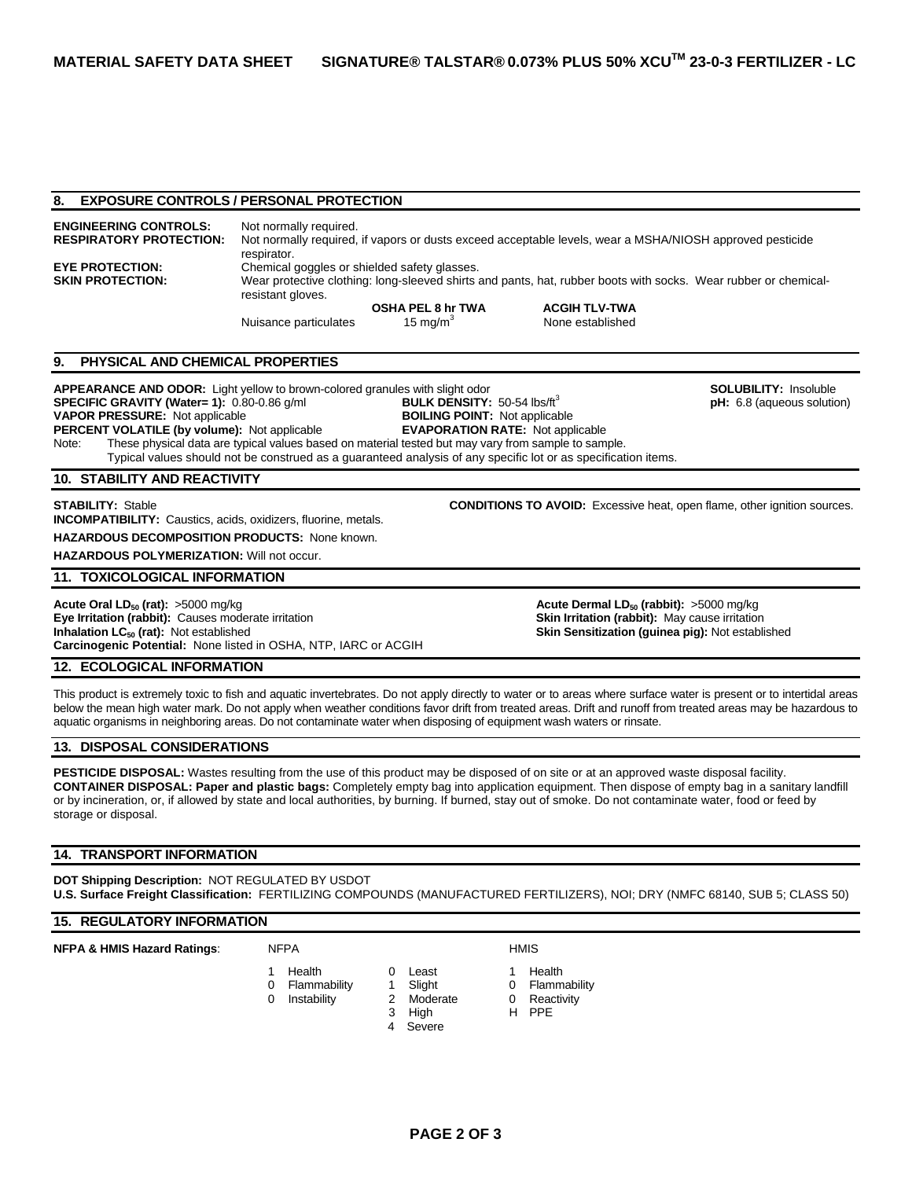**MATERIAL SAFETY DATA SHEET SIGNATURE® TALSTAR® 0.073% PLUS 50% XCU™ 23-0-3 FERTILIZER - LC**

## 8. EXPOSURE CONTROLS / PERSONAL PROTECTION

**ENGINEERING CONTROLS:** Not normally required.

**RESPIRATORY PROTECTION:** Not normally required, if vapors or dusts exceed acceptable levels, wear a MSHA/NIOSH approved pesticide respirator.

**EYE PROTECTION:** Chemical goggles or shielded safety glasses.

**SKIN PROTECTION:** Wear protective clothing: long-sleeved shirts and pants, hat, rubber boots with socks. Wear rubber or chemical-resistant gloves.

| | OSHA PEL 8 hr TWA | ACGIH TLV-TWA |
|---|---|---|
| Nuisance particulates | 15 mg/m$^3$ | None established |

## 9. PHYSICAL AND CHEMICAL PROPERTIES

**APPEARANCE AND ODOR:** Light yellow to brown-colored granules with slight odor

**SOLUBILITY:** Insoluble

**SPECIFIC GRAVITY (Water= 1):** 0.80-0.86 g/ml

**BULK DENSITY:** 50-54 lbs/ft$^3$

**pH:** 6.8 (aqueous solution)

**VAPOR PRESSURE:** Not applicable

**BOILING POINT:** Not applicable

**PERCENT VOLATILE (by volume):** Not applicable

**EVAPORATION RATE:** Not applicable

Note: These physical data are typical values based on material tested but may vary from sample to sample. Typical values should not be construed as a guaranteed analysis of any specific lot or as specification items.

## 10. STABILITY AND REACTIVITY

**STABILITY:** Stable

**CONDITIONS TO AVOID:** Excessive heat, open flame, other ignition sources.

**INCOMPATIBILITY:** Caustics, acids, oxidizers, fluorine, metals.

**HAZARDOUS DECOMPOSITION PRODUCTS:** None known.

**HAZARDOUS POLYMERIZATION:** Will not occur.

## 11. TOXICOLOGICAL INFORMATION

**Acute Oral $LD_{50}$ (rat):** >5000 mg/kg

**Acute Dermal $LD_{50}$ (rabbit):** >5000 mg/kg

**Eye Irritation (rabbit):** Causes moderate irritation

**Skin Irritation (rabbit):** May cause irritation

**Inhalation $LC_{50}$ (rat):** Not established

**Skin Sensitization (guinea pig):** Not established

**Carcinogenic Potential:** None listed in OSHA, NTP, IARC or ACGIH

## 12. ECOLOGICAL INFORMATION

This product is extremely toxic to fish and aquatic invertebrates. Do not apply directly to water or to areas where surface water is present or to intertidal areas below the mean high water mark. Do not apply when weather conditions favor drift from treated areas. Drift and runoff from treated areas may be hazardous to aquatic organisms in neighboring areas. Do not contaminate water when disposing of equipment wash waters or rinsate.

## 13. DISPOSAL CONSIDERATIONS

**PESTICIDE DISPOSAL:** Wastes resulting from the use of this product may be disposed of on site or at an approved waste disposal facility.

**CONTAINER DISPOSAL: Paper and plastic bags:** Completely empty bag into application equipment. Then dispose of empty bag in a sanitary landfill or by incineration, or, if allowed by state and local authorities, by burning. If burned, stay out of smoke. Do not contaminate water, food or feed by storage or disposal.

## 14. TRANSPORT INFORMATION

**DOT Shipping Description:** NOT REGULATED BY USDOT

**U.S. Surface Freight Classification:** FERTILIZING COMPOUNDS (MANUFACTURED FERTILIZERS), NOI; DRY (NMFC 68140, SUB 5; CLASS 50)

## 15. REGULATORY INFORMATION

**NFPA & HMIS Hazard Ratings:**

| NFPA | | Scale | | HMIS | |
|---|---|---|---|---|---|
| 1 | Health | 0 | Least | 1 | Health |
| 0 | Flammability | 1 | Slight | 0 | Flammability |
| 0 | Instability | 2 | Moderate | 0 | Reactivity |
| | | 3 | High | H | PPE |
| | | 4 | Severe | | |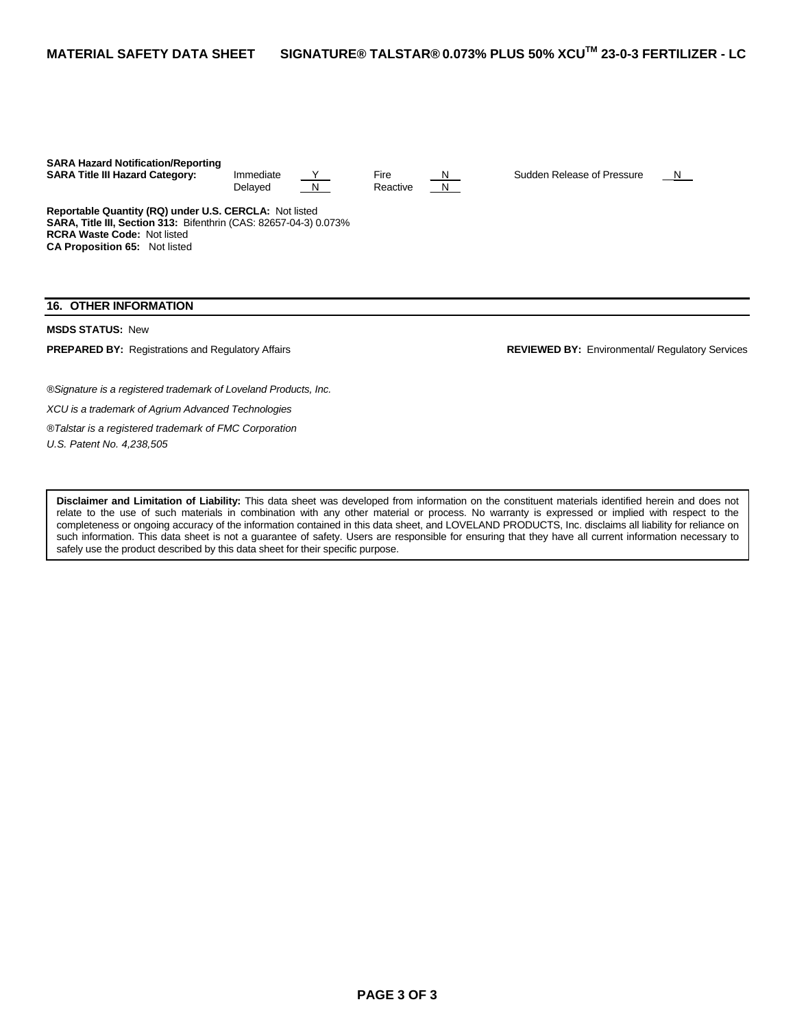**SARA Hazard Notification/Reporting**

| | | | | | | | |
|---|---|---|---|---|---|---|---|
| **SARA Title III Hazard Category:** | Immediate | Y | Fire | N | Sudden Release of Pressure | N |
| | Delayed | N | Reactive | N | | |

**Reportable Quantity (RQ) under U.S. CERCLA:** Not listed
**SARA, Title III, Section 313:** Bifenthrin (CAS: 82657-04-3) 0.073%
**RCRA Waste Code:** Not listed
**CA Proposition 65:** Not listed

## 16. OTHER INFORMATION

**MSDS STATUS:** New

**PREPARED BY:** Registrations and Regulatory Affairs

**REVIEWED BY:** Environmental/ Regulatory Services

*®Signature is a registered trademark of Loveland Products, Inc.*

*XCU is a trademark of Agrium Advanced Technologies*

*®Talstar is a registered trademark of FMC Corporation*

*U.S. Patent No. 4,238,505*

**Disclaimer and Limitation of Liability:** This data sheet was developed from information on the constituent materials identified herein and does not relate to the use of such materials in combination with any other material or process. No warranty is expressed or implied with respect to the completeness or ongoing accuracy of the information contained in this data sheet, and LOVELAND PRODUCTS, Inc. disclaims all liability for reliance on such information. This data sheet is not a guarantee of safety. Users are responsible for ensuring that they have all current information necessary to safely use the product described by this data sheet for their specific purpose.